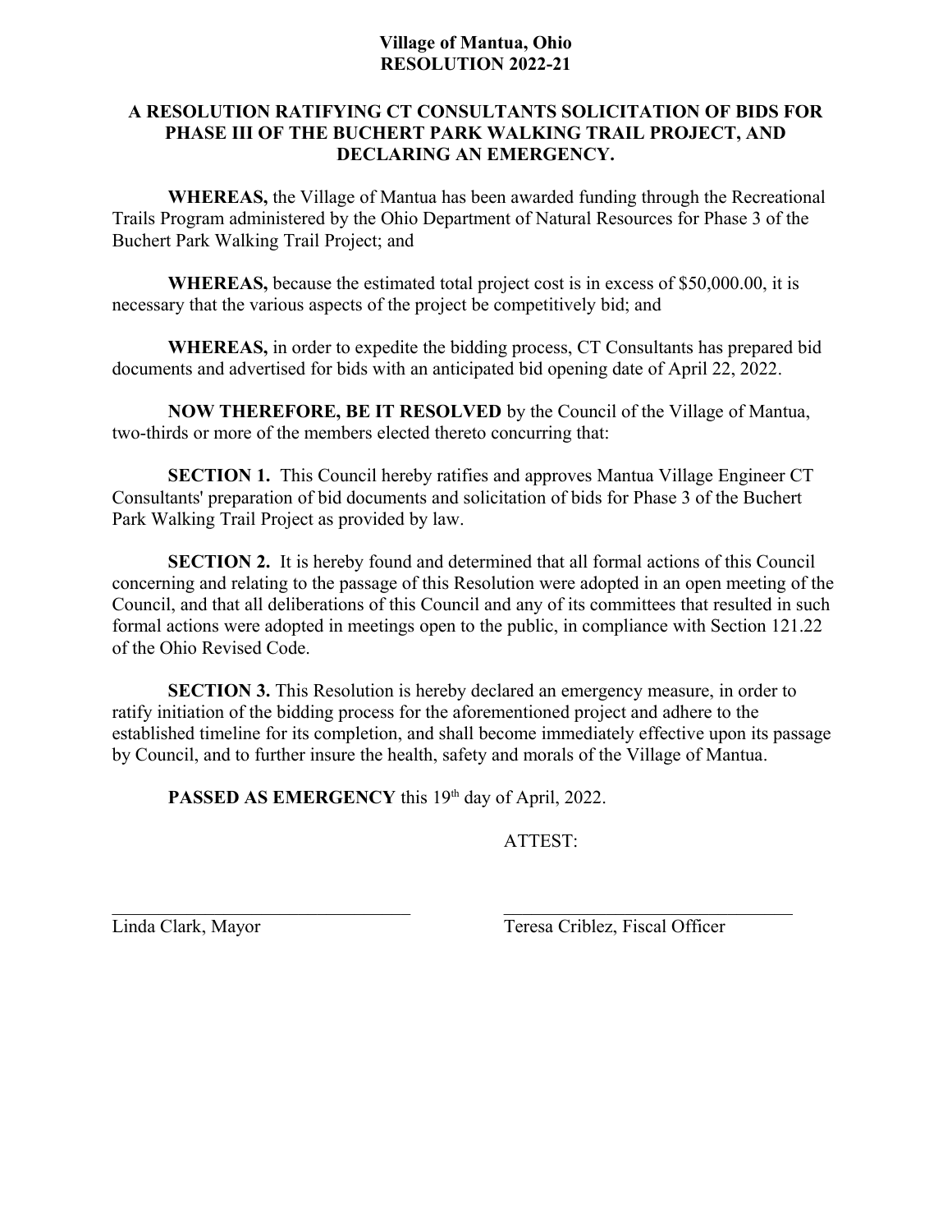**Village of Mantua, Ohio**
**RESOLUTION 2022-21**

# A RESOLUTION RATIFYING CT CONSULTANTS SOLICITATION OF BIDS FOR PHASE III OF THE BUCHERT PARK WALKING TRAIL PROJECT, AND DECLARING AN EMERGENCY.

**WHEREAS,** the Village of Mantua has been awarded funding through the Recreational Trails Program administered by the Ohio Department of Natural Resources for Phase 3 of the Buchert Park Walking Trail Project; and

**WHEREAS,** because the estimated total project cost is in excess of $50,000.00, it is necessary that the various aspects of the project be competitively bid; and

**WHEREAS,** in order to expedite the bidding process, CT Consultants has prepared bid documents and advertised for bids with an anticipated bid opening date of April 22, 2022.

**NOW THEREFORE, BE IT RESOLVED** by the Council of the Village of Mantua, two-thirds or more of the members elected thereto concurring that:

**SECTION 1.** This Council hereby ratifies and approves Mantua Village Engineer CT Consultants' preparation of bid documents and solicitation of bids for Phase 3 of the Buchert Park Walking Trail Project as provided by law.

**SECTION 2.** It is hereby found and determined that all formal actions of this Council concerning and relating to the passage of this Resolution were adopted in an open meeting of the Council, and that all deliberations of this Council and any of its committees that resulted in such formal actions were adopted in meetings open to the public, in compliance with Section 121.22 of the Ohio Revised Code.

**SECTION 3.** This Resolution is hereby declared an emergency measure, in order to ratify initiation of the bidding process for the aforementioned project and adhere to the established timeline for its completion, and shall become immediately effective upon its passage by Council, and to further insure the health, safety and morals of the Village of Mantua.

**PASSED AS EMERGENCY** this 19th day of April, 2022.

ATTEST:

\_\_\_\_\_\_\_\_\_\_\_\_\_\_\_\_\_\_\_\_\_\_\_\_\_\_\_\_\_\_\_\_\_\_
Linda Clark, Mayor

\_\_\_\_\_\_\_\_\_\_\_\_\_\_\_\_\_\_\_\_\_\_\_\_\_\_\_\_\_\_\_\_\_\_
Teresa Criblez, Fiscal Officer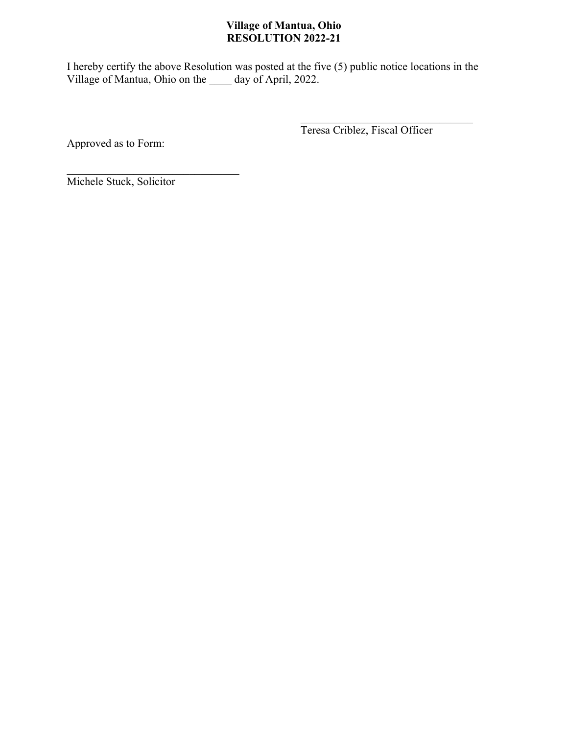**Village of Mantua, Ohio**
**RESOLUTION 2022-21**

I hereby certify the above Resolution was posted at the five (5) public notice locations in the Village of Mantua, Ohio on the ____ day of April, 2022.

\_\_\_\_\_\_\_\_\_\_\_\_\_\_\_\_\_\_\_\_\_\_\_\_\_\_\_\_\_\_\_\_
Teresa Criblez, Fiscal Officer

Approved as to Form:

\_\_\_\_\_\_\_\_\_\_\_\_\_\_\_\_\_\_\_\_\_\_\_\_\_\_\_\_\_\_\_\_
Michele Stuck, Solicitor